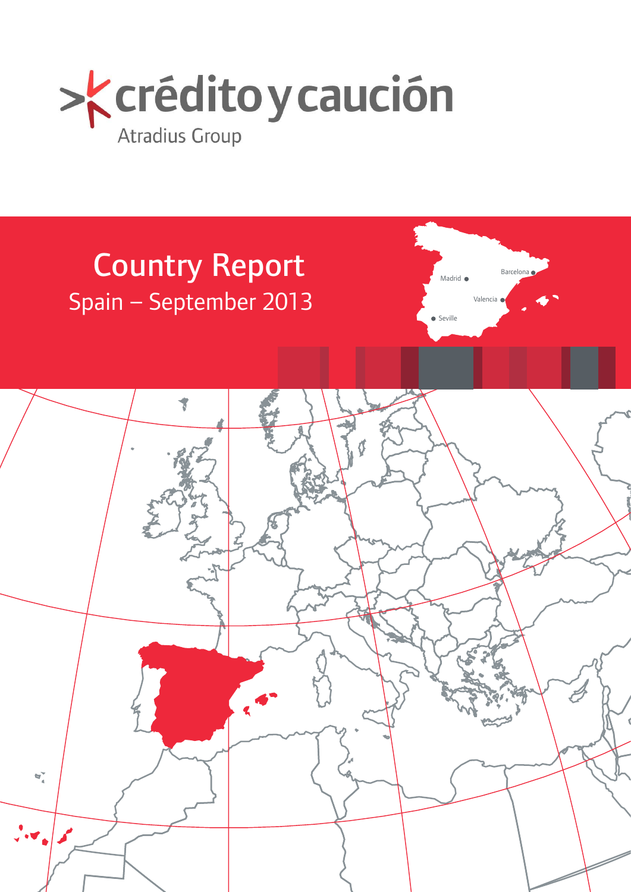crédito y caución

Atradius Group

# Country Report

## Spain – September 2013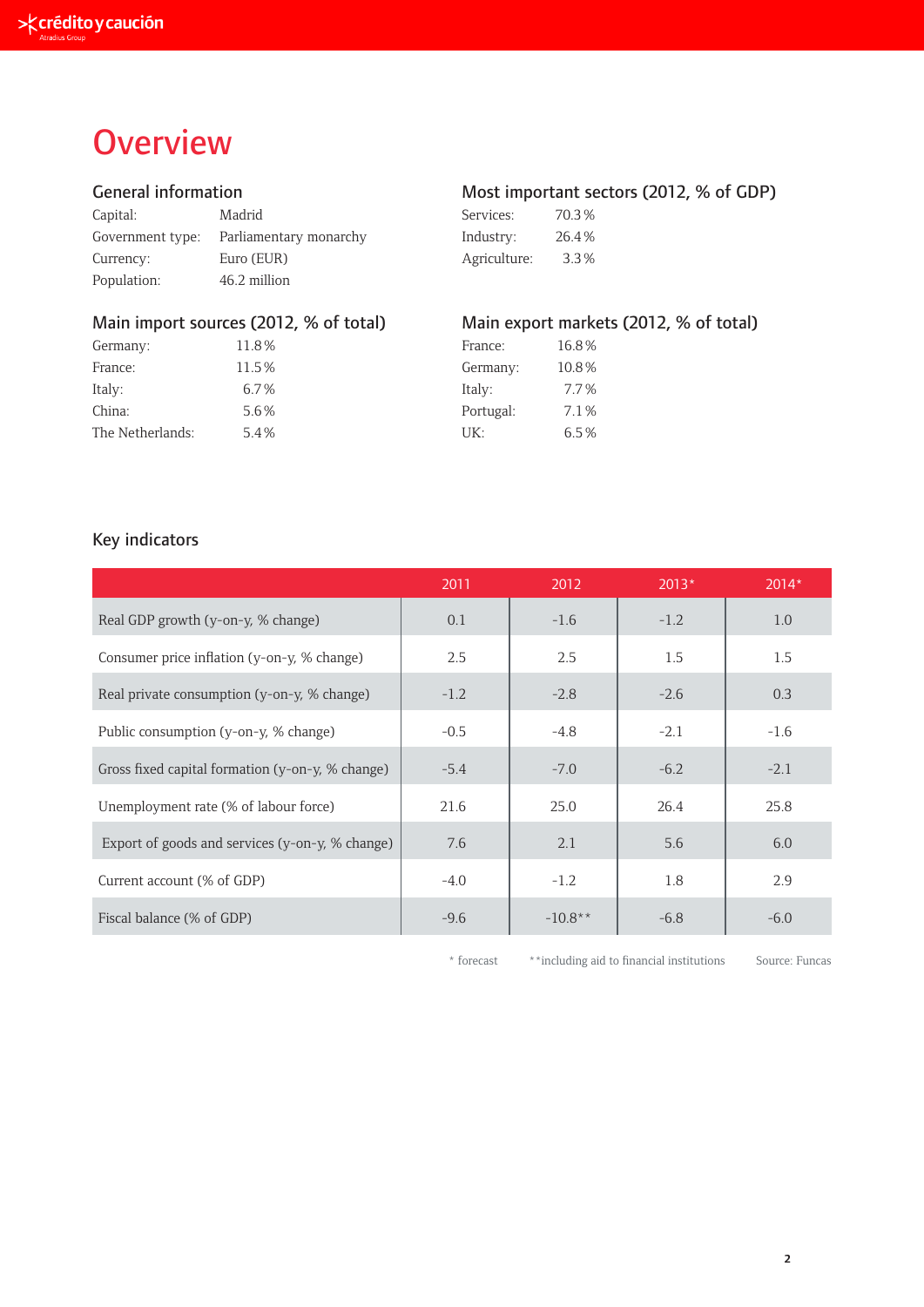# Overview

## General information

| | |
|---|---|
| Capital: | Madrid |
| Government type: | Parliamentary monarchy |
| Currency: | Euro (EUR) |
| Population: | 46.2 million |

## Most important sectors (2012, % of GDP)

| | |
|---|---|
| Services: | 70.3 % |
| Industry: | 26.4 % |
| Agriculture: | 3.3 % |

## Main import sources (2012, % of total)

| | |
|---|---|
| Germany: | 11.8 % |
| France: | 11.5 % |
| Italy: | 6.7 % |
| China: | 5.6 % |
| The Netherlands: | 5.4 % |

## Main export markets (2012, % of total)

| | |
|---|---|
| France: | 16.8 % |
| Germany: | 10.8 % |
| Italy: | 7.7 % |
| Portugal: | 7.1 % |
| UK: | 6.5 % |

## Key indicators

| | 2011 | 2012 | 2013* | 2014* |
|---|---|---|---|---|
| Real GDP growth (y-on-y, % change) | 0.1 | -1.6 | -1.2 | 1.0 |
| Consumer price inflation (y-on-y, % change) | 2.5 | 2.5 | 1.5 | 1.5 |
| Real private consumption (y-on-y, % change) | -1.2 | -2.8 | -2.6 | 0.3 |
| Public consumption (y-on-y, % change) | -0.5 | -4.8 | -2.1 | -1.6 |
| Gross fixed capital formation (y-on-y, % change) | -5.4 | -7.0 | -6.2 | -2.1 |
| Unemployment rate (% of labour force) | 21.6 | 25.0 | 26.4 | 25.8 |
| Export of goods and services (y-on-y, % change) | 7.6 | 2.1 | 5.6 | 6.0 |
| Current account (% of GDP) | -4.0 | -1.2 | 1.8 | 2.9 |
| Fiscal balance (% of GDP) | -9.6 | -10.8** | -6.8 | -6.0 |

\* forecast   ** including aid to financial institutions   Source: Funcas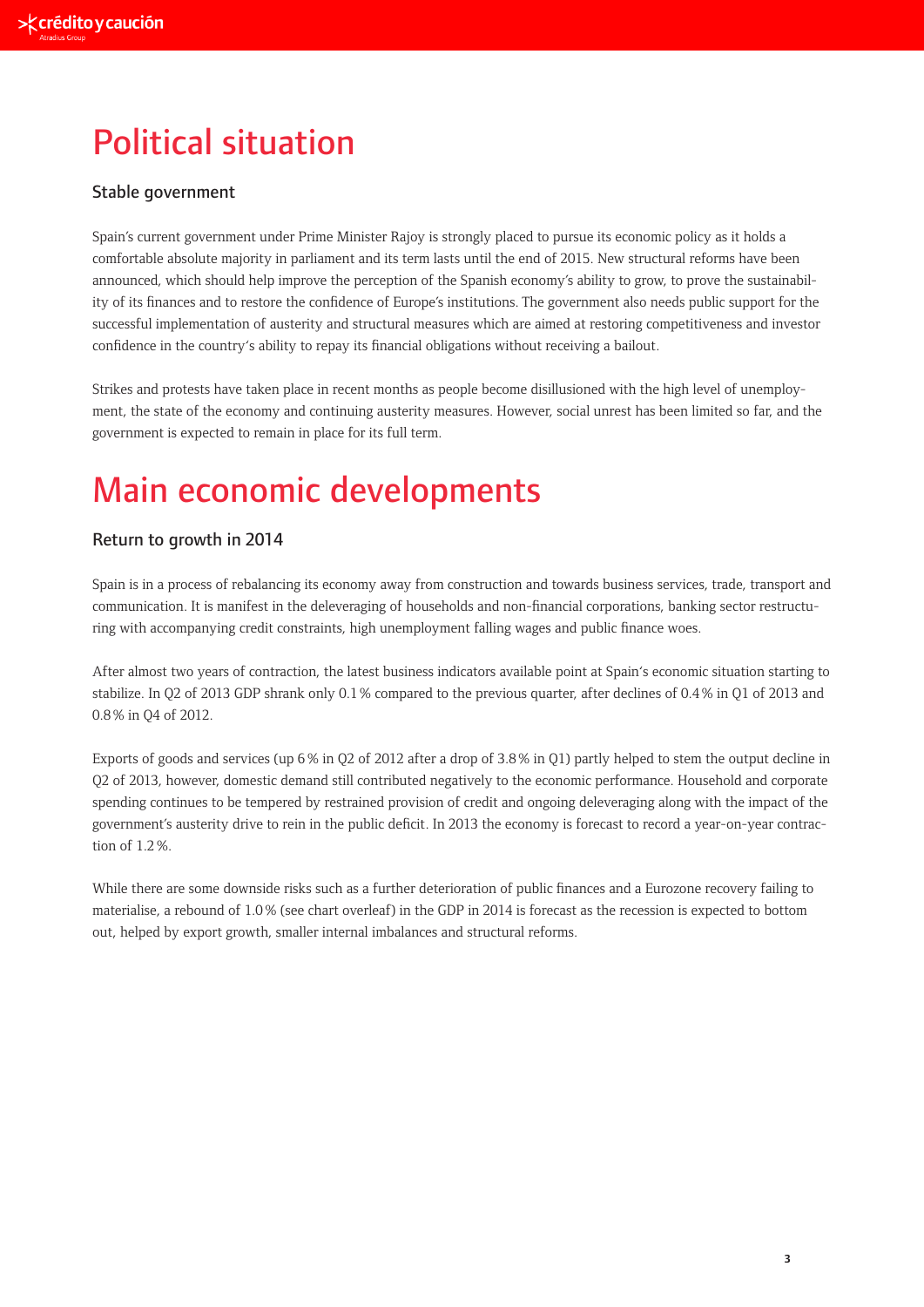# Political situation

## Stable government

Spain's current government under Prime Minister Rajoy is strongly placed to pursue its economic policy as it holds a comfortable absolute majority in parliament and its term lasts until the end of 2015. New structural reforms have been announced, which should help improve the perception of the Spanish economy's ability to grow, to prove the sustainability of its finances and to restore the confidence of Europe's institutions. The government also needs public support for the successful implementation of austerity and structural measures which are aimed at restoring competitiveness and investor confidence in the country's ability to repay its financial obligations without receiving a bailout.

Strikes and protests have taken place in recent months as people become disillusioned with the high level of unemployment, the state of the economy and continuing austerity measures. However, social unrest has been limited so far, and the government is expected to remain in place for its full term.

# Main economic developments

## Return to growth in 2014

Spain is in a process of rebalancing its economy away from construction and towards business services, trade, transport and communication. It is manifest in the deleveraging of households and non-financial corporations, banking sector restructuring with accompanying credit constraints, high unemployment falling wages and public finance woes.

After almost two years of contraction, the latest business indicators available point at Spain's economic situation starting to stabilize. In Q2 of 2013 GDP shrank only 0.1 % compared to the previous quarter, after declines of 0.4 % in Q1 of 2013 and 0.8 % in Q4 of 2012.

Exports of goods and services (up 6 % in Q2 of 2012 after a drop of 3.8 % in Q1) partly helped to stem the output decline in Q2 of 2013, however, domestic demand still contributed negatively to the economic performance. Household and corporate spending continues to be tempered by restrained provision of credit and ongoing deleveraging along with the impact of the government's austerity drive to rein in the public deficit. In 2013 the economy is forecast to record a year-on-year contraction of 1.2 %.

While there are some downside risks such as a further deterioration of public finances and a Eurozone recovery failing to materialise, a rebound of 1.0 % (see chart overleaf) in the GDP in 2014 is forecast as the recession is expected to bottom out, helped by export growth, smaller internal imbalances and structural reforms.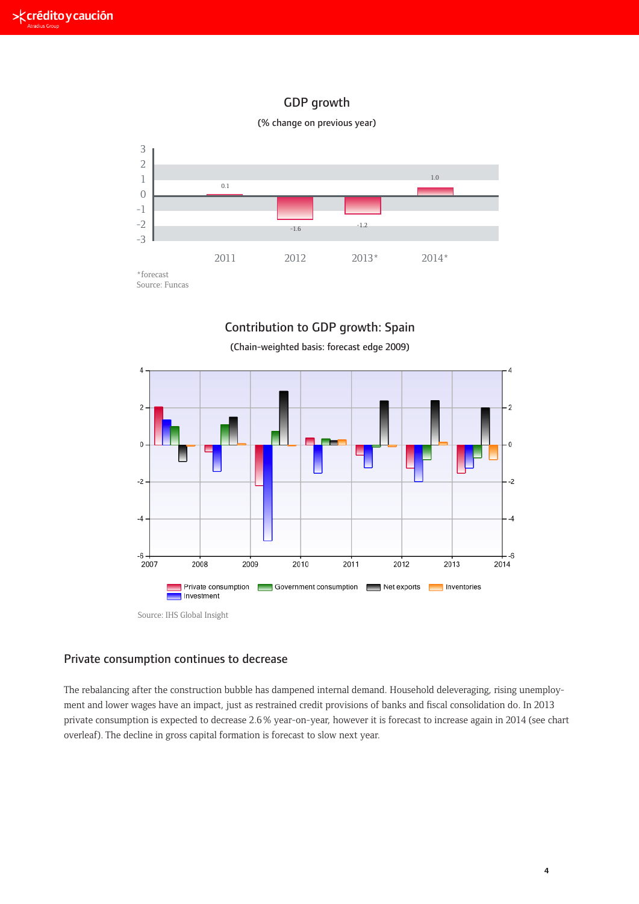## GDP growth

(% change on previous year)

| 2011 | 2012 | 2013* | 2014* |
|---|---|---|---|
| 0.1 | -1.6 | -1.2 | 1.0 |

*forecast
Source: Funcas

## Contribution to GDP growth: Spain

(Chain-weighted basis: forecast edge 2009)

Private consumption, Government consumption, Net exports, Inventories, Investment

Source: IHS Global Insight

## Private consumption continues to decrease

The rebalancing after the construction bubble has dampened internal demand. Household deleveraging, rising unemployment and lower wages have an impact, just as restrained credit provisions of banks and fiscal consolidation do. In 2013 private consumption is expected to decrease 2.6 % year-on-year, however it is forecast to increase again in 2014 (see chart overleaf). The decline in gross capital formation is forecast to slow next year.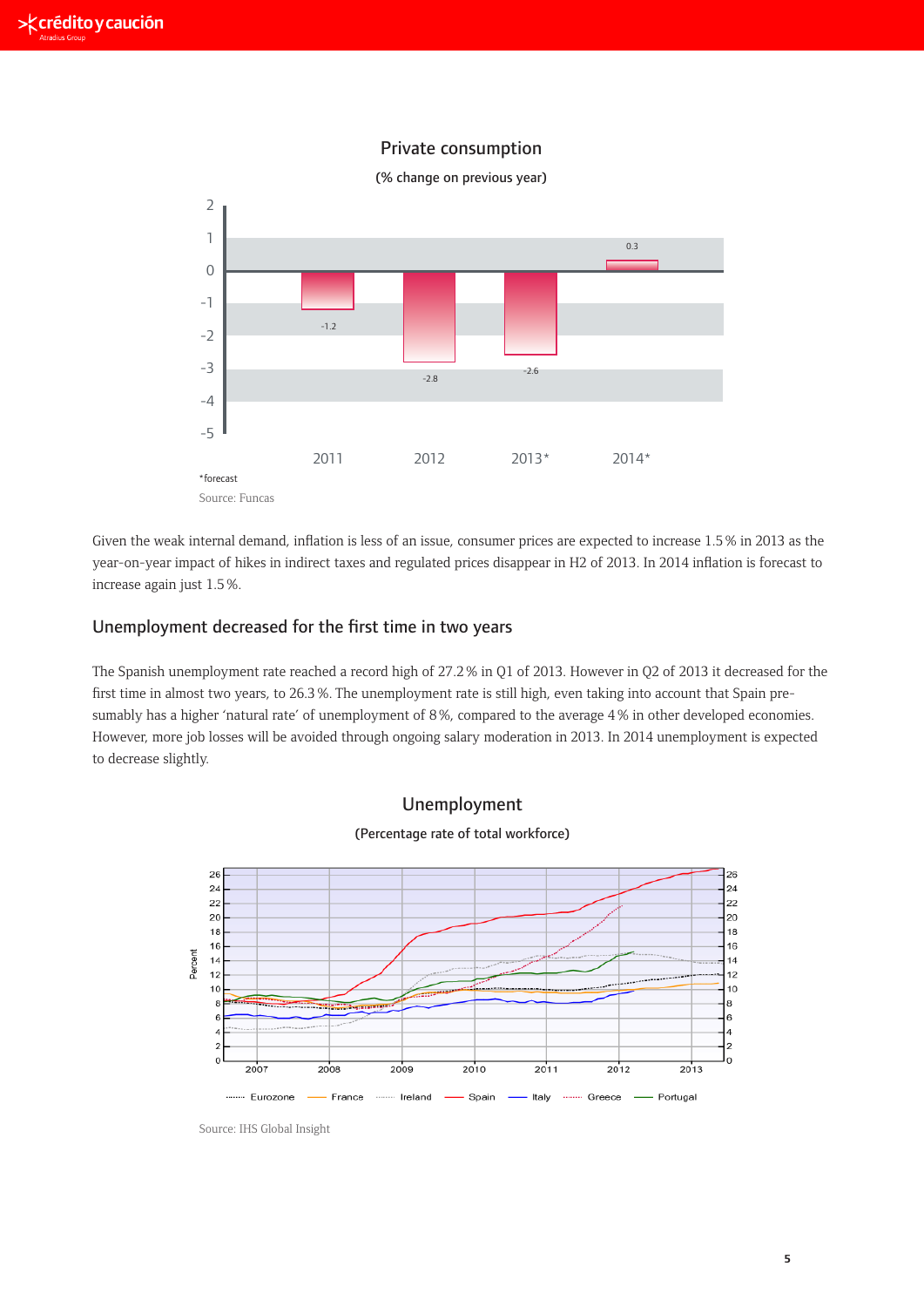## Private consumption

(% change on previous year)

| | 2011 | 2012 | 2013* | 2014* |
|---|---|---|---|---|
| Private consumption | -1.2 | -2.8 | -2.6 | 0.3 |

*forecast

Source: Funcas

Given the weak internal demand, inflation is less of an issue, consumer prices are expected to increase 1.5 % in 2013 as the year-on-year impact of hikes in indirect taxes and regulated prices disappear in H2 of 2013. In 2014 inflation is forecast to increase again just 1.5 %.

## Unemployment decreased for the first time in two years

The Spanish unemployment rate reached a record high of 27.2 % in Q1 of 2013. However in Q2 of 2013 it decreased for the first time in almost two years, to 26.3 %. The unemployment rate is still high, even taking into account that Spain presumably has a higher 'natural rate' of unemployment of 8 %, compared to the average 4 % in other developed economies. However, more job losses will be avoided through ongoing salary moderation in 2013. In 2014 unemployment is expected to decrease slightly.

## Unemployment

(Percentage rate of total workforce)

Eurozone, France, Ireland, Spain, Italy, Greece, Portugal (2007–2013, Percent)

Source: IHS Global Insight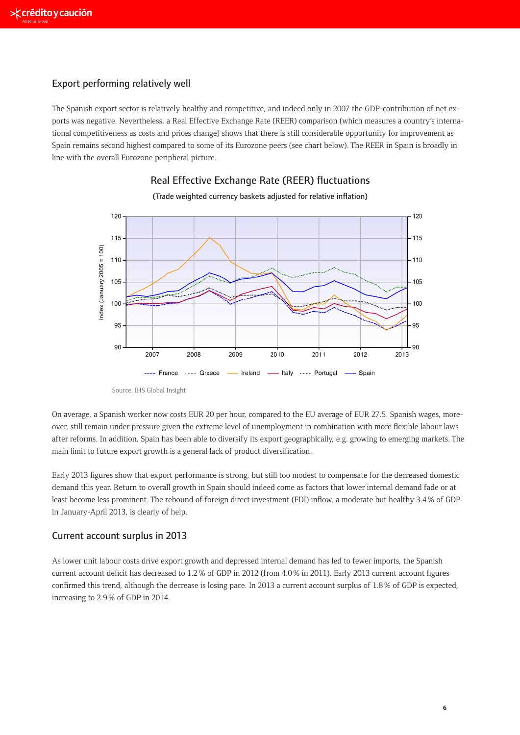## Export performing relatively well

The Spanish export sector is relatively healthy and competitive, and indeed only in 2007 the GDP-contribution of net exports was negative. Nevertheless, a Real Effective Exchange Rate (REER) comparison (which measures a country's international competitiveness as costs and prices change) shows that there is still considerable opportunity for improvement as Spain remains second highest compared to some of its Eurozone peers (see chart below). The REER in Spain is broadly in line with the overall Eurozone peripheral picture.

### Real Effective Exchange Rate (REER) fluctuations

(Trade weighted currency baskets adjusted for relative inflation)

Source: IHS Global Insight

On average, a Spanish worker now costs EUR 20 per hour, compared to the EU average of EUR 27.5. Spanish wages, moreover, still remain under pressure given the extreme level of unemployment in combination with more flexible labour laws after reforms. In addition, Spain has been able to diversify its export geographically, e.g. growing to emerging markets. The main limit to future export growth is a general lack of product diversification.

Early 2013 figures show that export performance is strong, but still too modest to compensate for the decreased domestic demand this year. Return to overall growth in Spain should indeed come as factors that lower internal demand fade or at least become less prominent. The rebound of foreign direct investment (FDI) inflow, a moderate but healthy 3.4 % of GDP in January-April 2013, is clearly of help.

## Current account surplus in 2013

As lower unit labour costs drive export growth and depressed internal demand has led to fewer imports, the Spanish current account deficit has decreased to 1.2 % of GDP in 2012 (from 4.0 % in 2011). Early 2013 current account figures confirmed this trend, although the decrease is losing pace. In 2013 a current account surplus of 1.8 % of GDP is expected, increasing to 2.9 % of GDP in 2014.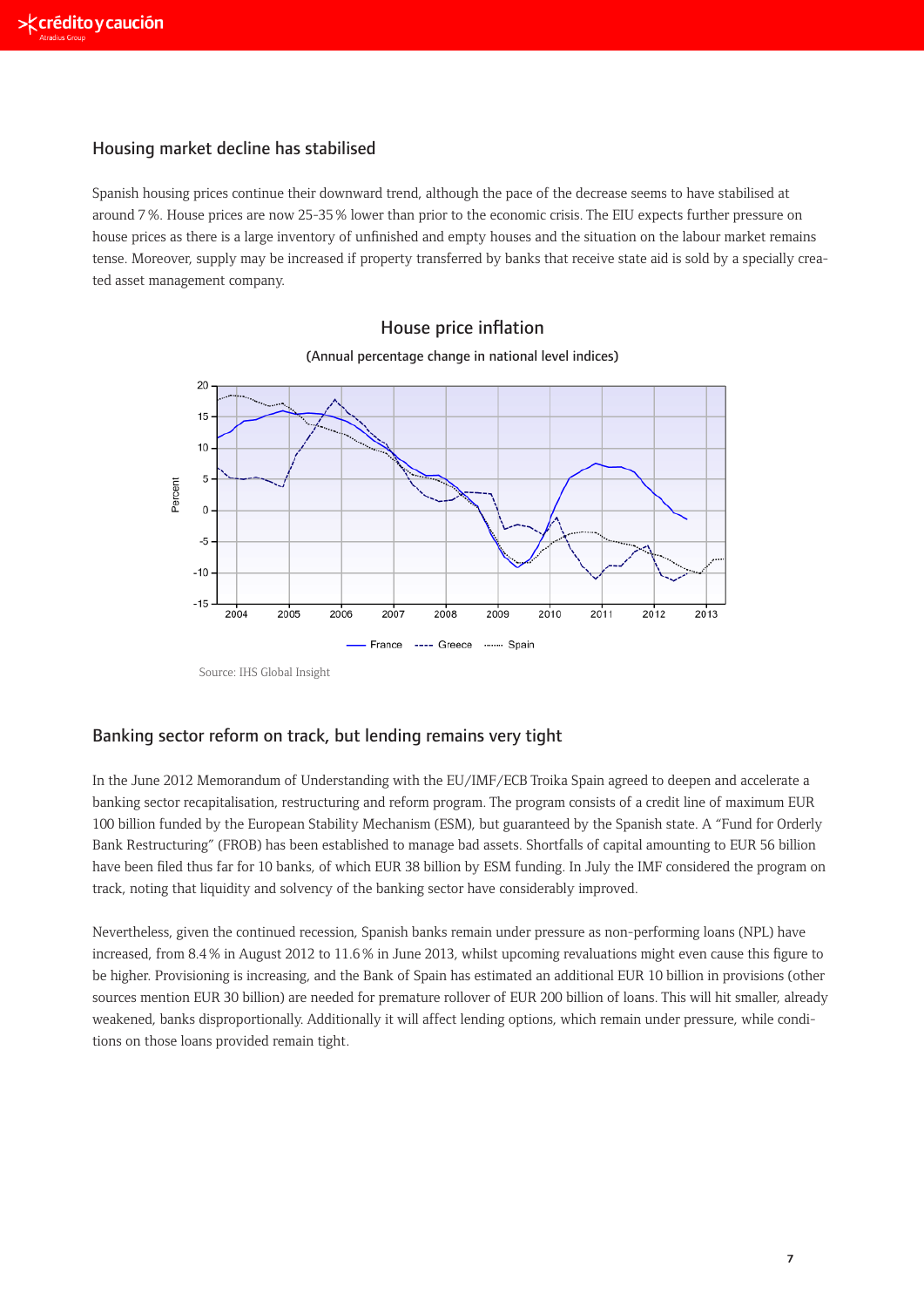## Housing market decline has stabilised

Spanish housing prices continue their downward trend, although the pace of the decrease seems to have stabilised at around 7 %. House prices are now 25-35 % lower than prior to the economic crisis. The EIU expects further pressure on house prices as there is a large inventory of unfinished and empty houses and the situation on the labour market remains tense. Moreover, supply may be increased if property transferred by banks that receive state aid is sold by a specially created asset management company.

House price inflation

(Annual percentage change in national level indices)

Source: IHS Global Insight

## Banking sector reform on track, but lending remains very tight

In the June 2012 Memorandum of Understanding with the EU/IMF/ECB Troika Spain agreed to deepen and accelerate a banking sector recapitalisation, restructuring and reform program. The program consists of a credit line of maximum EUR 100 billion funded by the European Stability Mechanism (ESM), but guaranteed by the Spanish state. A "Fund for Orderly Bank Restructuring" (FROB) has been established to manage bad assets. Shortfalls of capital amounting to EUR 56 billion have been filed thus far for 10 banks, of which EUR 38 billion by ESM funding. In July the IMF considered the program on track, noting that liquidity and solvency of the banking sector have considerably improved.

Nevertheless, given the continued recession, Spanish banks remain under pressure as non-performing loans (NPL) have increased, from 8.4 % in August 2012 to 11.6 % in June 2013, whilst upcoming revaluations might even cause this figure to be higher. Provisioning is increasing, and the Bank of Spain has estimated an additional EUR 10 billion in provisions (other sources mention EUR 30 billion) are needed for premature rollover of EUR 200 billion of loans. This will hit smaller, already weakened, banks disproportionally. Additionally it will affect lending options, which remain under pressure, while conditions on those loans provided remain tight.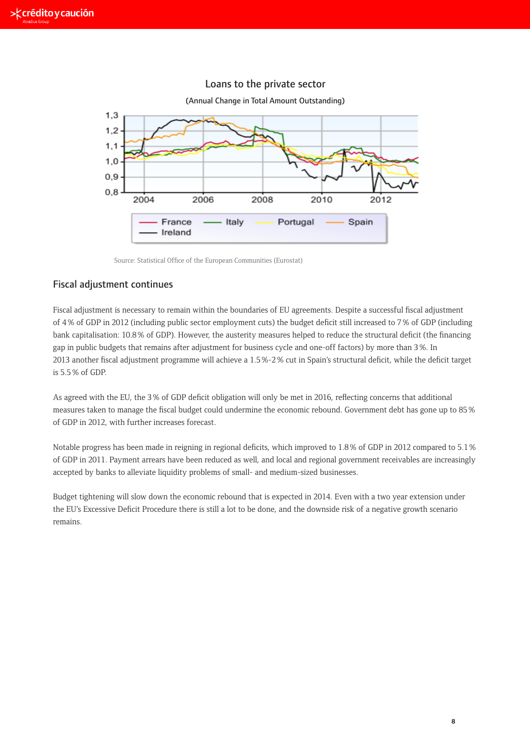Loans to the private sector

(Annual Change in Total Amount Outstanding)

Source: Statistical Office of the European Communities (Eurostat)

## Fiscal adjustment continues

Fiscal adjustment is necessary to remain within the boundaries of EU agreements. Despite a successful fiscal adjustment of 4 % of GDP in 2012 (including public sector employment cuts) the budget deficit still increased to 7 % of GDP (including bank capitalisation: 10.8 % of GDP). However, the austerity measures helped to reduce the structural deficit (the financing gap in public budgets that remains after adjustment for business cycle and one-off factors) by more than 3 %. In 2013 another fiscal adjustment programme will achieve a 1.5 %-2 % cut in Spain's structural deficit, while the deficit target is 5.5 % of GDP.

As agreed with the EU, the 3 % of GDP deficit obligation will only be met in 2016, reflecting concerns that additional measures taken to manage the fiscal budget could undermine the economic rebound. Government debt has gone up to 85 % of GDP in 2012, with further increases forecast.

Notable progress has been made in reigning in regional deficits, which improved to 1.8 % of GDP in 2012 compared to 5.1 % of GDP in 2011. Payment arrears have been reduced as well, and local and regional government receivables are increasingly accepted by banks to alleviate liquidity problems of small- and medium-sized businesses.

Budget tightening will slow down the economic rebound that is expected in 2014. Even with a two year extension under the EU's Excessive Deficit Procedure there is still a lot to be done, and the downside risk of a negative growth scenario remains.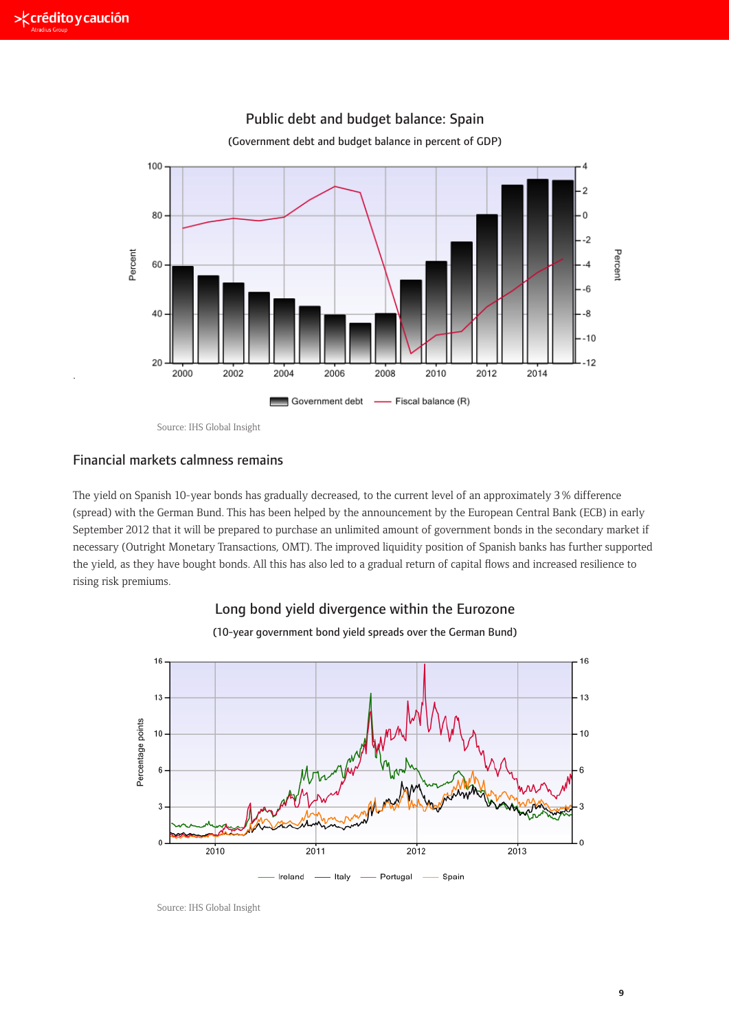Public debt and budget balance: Spain

(Government debt and budget balance in percent of GDP)

Source: IHS Global Insight

## Financial markets calmness remains

The yield on Spanish 10-year bonds has gradually decreased, to the current level of an approximately 3 % difference (spread) with the German Bund. This has been helped by the announcement by the European Central Bank (ECB) in early September 2012 that it will be prepared to purchase an unlimited amount of government bonds in the secondary market if necessary (Outright Monetary Transactions, OMT). The improved liquidity position of Spanish banks has further supported the yield, as they have bought bonds. All this has also led to a gradual return of capital flows and increased resilience to rising risk premiums.

Long bond yield divergence within the Eurozone

(10-year government bond yield spreads over the German Bund)

Source: IHS Global Insight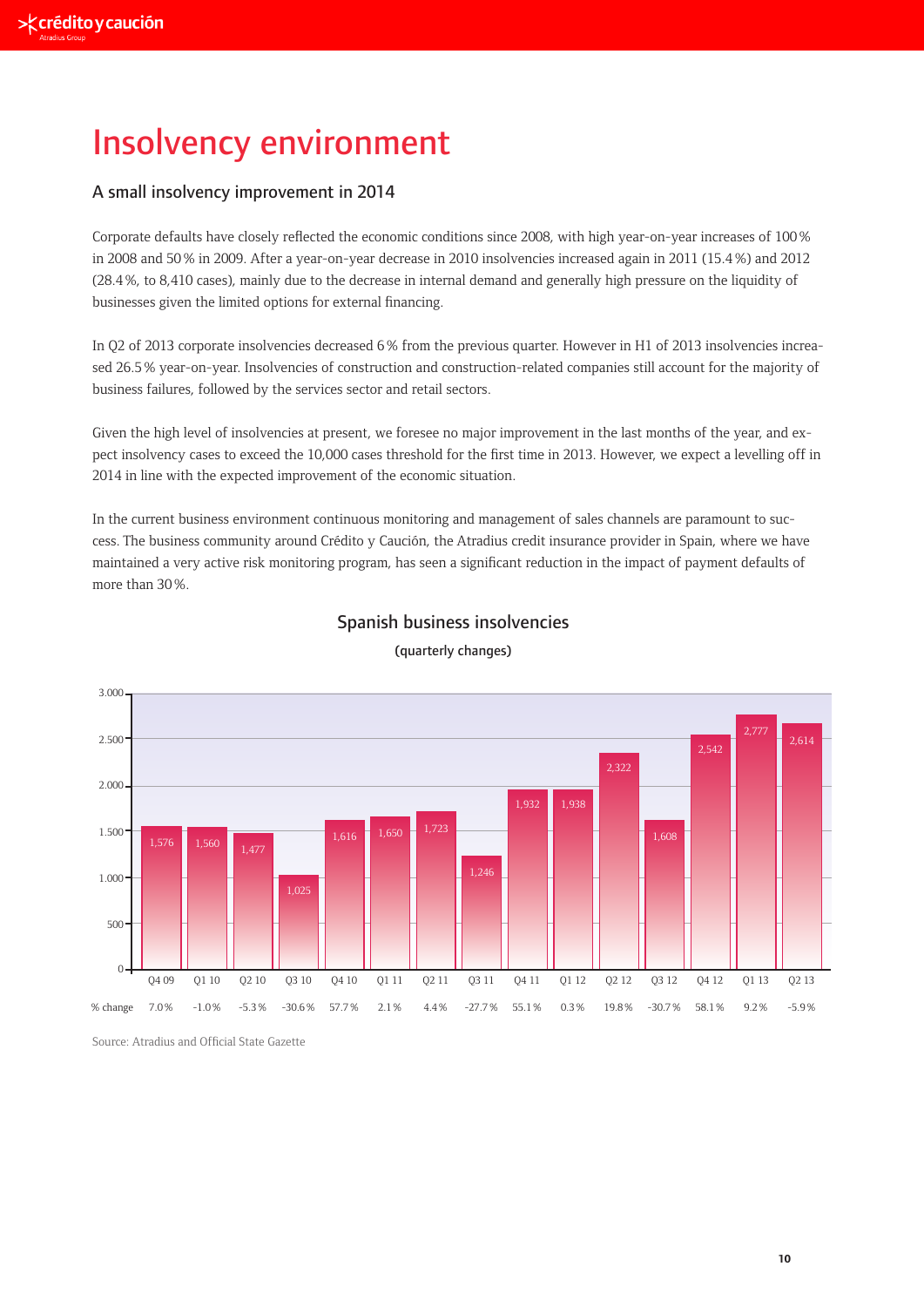# Insolvency environment

## A small insolvency improvement in 2014

Corporate defaults have closely reflected the economic conditions since 2008, with high year-on-year increases of 100 % in 2008 and 50 % in 2009. After a year-on-year decrease in 2010 insolvencies increased again in 2011 (15.4 %) and 2012 (28.4 %, to 8,410 cases), mainly due to the decrease in internal demand and generally high pressure on the liquidity of businesses given the limited options for external financing.

In Q2 of 2013 corporate insolvencies decreased 6 % from the previous quarter. However in H1 of 2013 insolvencies increased 26.5 % year-on-year. Insolvencies of construction and construction-related companies still account for the majority of business failures, followed by the services sector and retail sectors.

Given the high level of insolvencies at present, we foresee no major improvement in the last months of the year, and expect insolvency cases to exceed the 10,000 cases threshold for the first time in 2013. However, we expect a levelling off in 2014 in line with the expected improvement of the economic situation.

In the current business environment continuous monitoring and management of sales channels are paramount to success. The business community around Crédito y Caución, the Atradius credit insurance provider in Spain, where we have maintained a very active risk monitoring program, has seen a significant reduction in the impact of payment defaults of more than 30 %.

### Spanish business insolvencies

(quarterly changes)

| | Q4 09 | Q1 10 | Q2 10 | Q3 10 | Q4 10 | Q1 11 | Q2 11 | Q3 11 | Q4 11 | Q1 12 | Q2 12 | Q3 12 | Q4 12 | Q1 13 | Q2 13 |
|---|---|---|---|---|---|---|---|---|---|---|---|---|---|---|---|
| Insolvencies | 1,576 | 1,560 | 1,477 | 1,025 | 1,616 | 1,650 | 1,723 | 1,246 | 1,932 | 1,938 | 2,322 | 1,608 | 2,542 | 2,777 | 2,614 |
| % change | 7.0 % | -1.0 % | -5.3 % | -30.6 % | 57.7 % | 2.1 % | 4.4 % | -27.7 % | 55.1 % | 0.3 % | 19.8 % | -30.7 % | 58.1 % | 9.2 % | -5.9 % |

Source: Atradius and Official State Gazette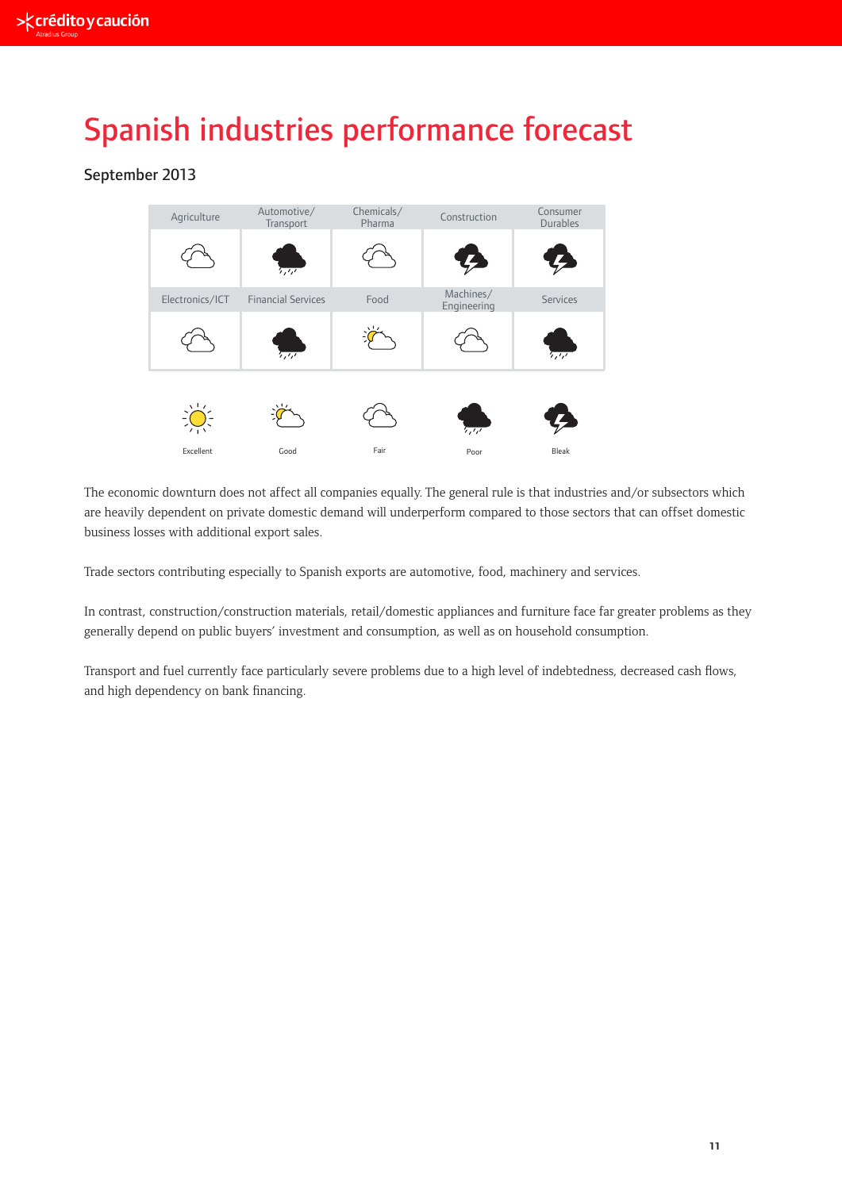# Spanish industries performance forecast

## September 2013

| Agriculture | Automotive/ Transport | Chemicals/ Pharma | Construction | Consumer Durables |
|---|---|---|---|---|
| Fair | Poor | Fair | Bleak | Bleak |
| **Electronics/ICT** | **Financial Services** | **Food** | **Machines/ Engineering** | **Services** |
| Fair | Poor | Good | Fair | Poor |

Excellent | Good | Fair | Poor | Bleak

The economic downturn does not affect all companies equally. The general rule is that industries and/or subsectors which are heavily dependent on private domestic demand will underperform compared to those sectors that can offset domestic business losses with additional export sales.

Trade sectors contributing especially to Spanish exports are automotive, food, machinery and services.

In contrast, construction/construction materials, retail/domestic appliances and furniture face far greater problems as they generally depend on public buyers' investment and consumption, as well as on household consumption.

Transport and fuel currently face particularly severe problems due to a high level of indebtedness, decreased cash flows, and high dependency on bank financing.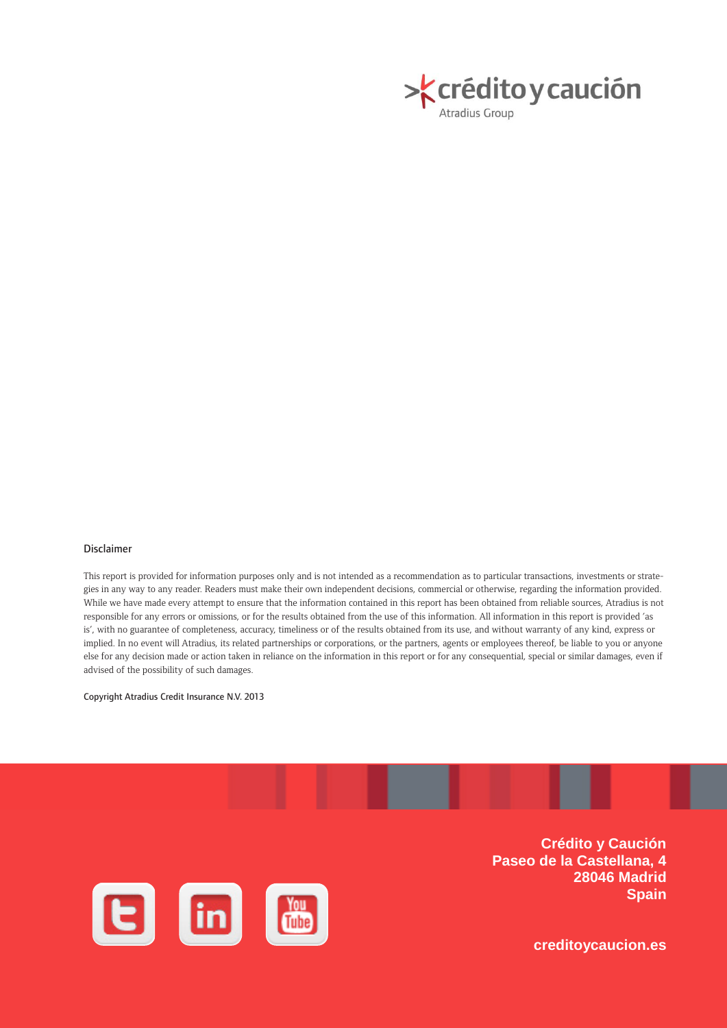crédito y caución

Atradius Group

Disclaimer

This report is provided for information purposes only and is not intended as a recommendation as to particular transactions, investments or strategies in any way to any reader. Readers must make their own independent decisions, commercial or otherwise, regarding the information provided. While we have made every attempt to ensure that the information contained in this report has been obtained from reliable sources, Atradius is not responsible for any errors or omissions, or for the results obtained from the use of this information. All information in this report is provided 'as is', with no guarantee of completeness, accuracy, timeliness or of the results obtained from its use, and without warranty of any kind, express or implied. In no event will Atradius, its related partnerships or corporations, or the partners, agents or employees thereof, be liable to you or anyone else for any decision made or action taken in reliance on the information in this report or for any consequential, special or similar damages, even if advised of the possibility of such damages.

Copyright Atradius Credit Insurance N.V. 2013

**Crédito y Caución**
**Paseo de la Castellana, 4**
**28046 Madrid**
**Spain**

**creditoycaucion.es**